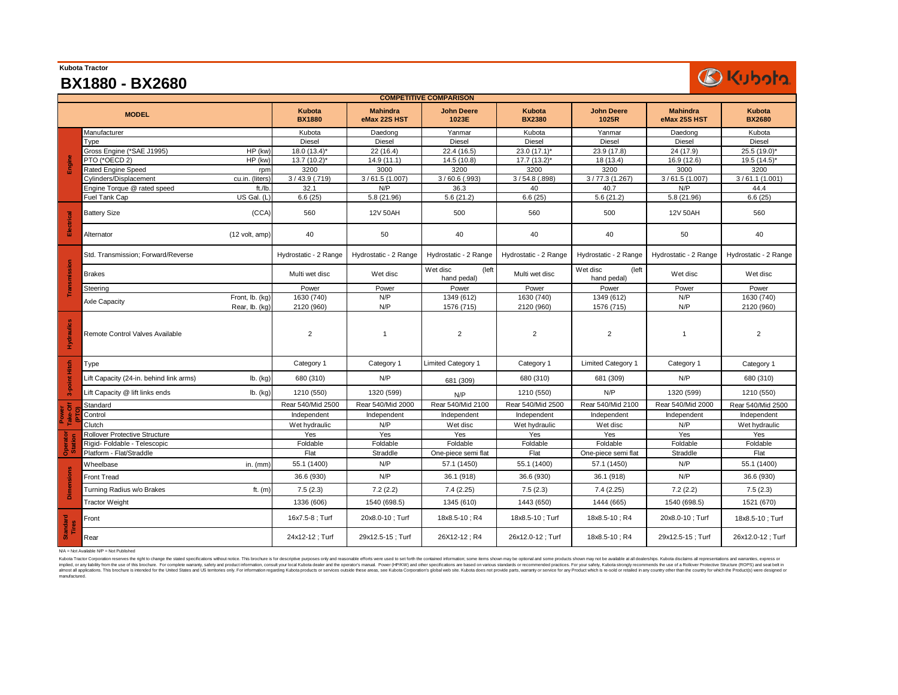Kubota Tractor

# BX1880 - BX2680

| COMPETITIVE COMPARISON | | | | | | | | | | |
|---|---|---|---|---|---|---|---|---|---|---|
| MODEL | | | Kubota BX1880 | Mahindra eMax 22S HST | John Deere 1023E | Kubota BX2380 | John Deere 1025R | Mahindra eMax 25S HST | Kubota BX2680 |
| Engine | Manufacturer | | Kubota | Daedong | Yanmar | Kubota | Yanmar | Daedong | Kubota |
| | Type | | Diesel | Diesel | Diesel | Diesel | Diesel | Diesel | Diesel |
| | Gross Engine (*SAE J1995) | HP (kw) | 18.0 (13.4)* | 22 (16.4) | 22.4 (16.5) | 23.0 (17.1)* | 23.9 (17.8) | 24 (17.9) | 25.5 (19.0)* |
| | PTO (*OECD 2) | HP (kw) | 13.7 (10.2)* | 14.9 (11.1) | 14.5 (10.8) | 17.7 (13.2)* | 18 (13.4) | 16.9 (12.6) | 19.5 (14.5)* |
| | Rated Engine Speed | rpm | 3200 | 3000 | 3200 | 3200 | 3200 | 3000 | 3200 |
| | Cylinders/Displacement | cu.in. (liters) | 3 / 43.9 (.719) | 3 / 61.5 (1.007) | 3 / 60.6 (.993) | 3 / 54.8 (.898) | 3 / 77.3 (1.267) | 3 / 61.5 (1.007) | 3 / 61.1 (1.001) |
| | Engine Torque @ rated speed | ft./lb. | 32.1 | N/P | 36.3 | 40 | 40.7 | N/P | 44.4 |
| | Fuel Tank Cap | US Gal. (L) | 6.6 (25) | 5.8 (21.96) | 5.6 (21.2) | 6.6 (25) | 5.6 (21.2) | 5.8 (21.96) | 6.6 (25) |
| Electrical | Battery Size | (CCA) | 560 | 12V 50AH | 500 | 560 | 500 | 12V 50AH | 560 |
| | Alternator | (12 volt, amp) | 40 | 50 | 40 | 40 | 40 | 50 | 40 |
| Transmission | Std. Transmission; Forward/Reverse | | Hydrostatic - 2 Range | Hydrostatic - 2 Range | Hydrostatic - 2 Range | Hydrostatic - 2 Range | Hydrostatic - 2 Range | Hydrostatic - 2 Range | Hydrostatic - 2 Range |
| | Brakes | | Multi wet disc | Wet disc | Wet disc (left hand pedal) | Multi wet disc | Wet disc (left hand pedal) | Wet disc | Wet disc |
| | Steering | | Power | Power | Power | Power | Power | Power | Power |
| | Axle Capacity | Front, lb. (kg) | 1630 (740) | N/P | 1349 (612) | 1630 (740) | 1349 (612) | N/P | 1630 (740) |
| | | Rear, lb. (kg) | 2120 (960) | N/P | 1576 (715) | 2120 (960) | 1576 (715) | N/P | 2120 (960) |
| Hydraulics | Remote Control Valves Available | | 2 | 1 | 2 | 2 | 2 | 1 | 2 |
| 3-point Hitch | Type | | Category 1 | Category 1 | Limited Category 1 | Category 1 | Limited Category 1 | Category 1 | Category 1 |
| | Lift Capacity (24-in. behind link arms) | lb. (kg) | 680 (310) | N/P | 681 (309) | 680 (310) | 681 (309) | N/P | 680 (310) |
| | Lift Capacity @ lift links ends | lb. (kg) | 1210 (550) | 1320 (599) | N/P | 1210 (550) | N/P | 1320 (599) | 1210 (550) |
| Power Take-Off (PTO) | Standard | | Rear 540/Mid 2500 | Rear 540/Mid 2000 | Rear 540/Mid 2100 | Rear 540/Mid 2500 | Rear 540/Mid 2100 | Rear 540/Mid 2000 | Rear 540/Mid 2500 |
| | Control | | Independent | Independent | Independent | Independent | Independent | Independent | Independent |
| | Clutch | | Wet hydraulic | N/P | Wet disc | Wet hydraulic | Wet disc | N/P | Wet hydraulic |
| Operator Station | Rollover Protective Structure | | Yes | Yes | Yes | Yes | Yes | Yes | Yes |
| | Rigid- Foldable - Telescopic | | Foldable | Foldable | Foldable | Foldable | Foldable | Foldable | Foldable |
| | Platform - Flat/Straddle | | Flat | Straddle | One-piece semi flat | Flat | One-piece semi flat | Straddle | Flat |
| Dimensions | Wheelbase | in. (mm) | 55.1 (1400) | N/P | 57.1 (1450) | 55.1 (1400) | 57.1 (1450) | N/P | 55.1 (1400) |
| | Front Tread | | 36.6 (930) | N/P | 36.1 (918) | 36.6 (930) | 36.1 (918) | N/P | 36.6 (930) |
| | Turning Radius w/o Brakes | ft. (m) | 7.5 (2.3) | 7.2 (2.2) | 7.4 (2.25) | 7.5 (2.3) | 7.4 (2.25) | 7.2 (2.2) | 7.5 (2.3) |
| | Tractor Weight | | 1336 (606) | 1540 (698.5) | 1345 (610) | 1443 (650) | 1444 (665) | 1540 (698.5) | 1521 (670) |
| Standard Tires | Front | | 16x7.5-8 ; Turf | 20x8.0-10 ; Turf | 18x8.5-10 ; R4 | 18x8.5-10 ; Turf | 18x8.5-10 ; R4 | 20x8.0-10 ; Turf | 18x8.5-10 ; Turf |
| | Rear | | 24x12-12 ; Turf | 29x12.5-15 ; Turf | 26X12-12 ; R4 | 26x12.0-12 ; Turf | 18x8.5-10 ; R4 | 29x12.5-15 ; Turf | 26x12.0-12 ; Turf |

N/A = Not Available N/P = Not Published

Kubota Tractor Corporation reserves the right to change the stated specifications without notice. This brochure is for descriptive purposes only and reasonable efforts were used to set forth the contained information; some items shown may be optional and some products shown may not be available at all dealerships. Kubota disclaims all representations and warranties, express or implied, or any liability from the use of this brochure. For complete warranty, safety and product information, consult your local Kubota dealer and the operator's manual. Power (HP/KW) and other specifications are based on various standards or recommended practices. For your safety, Kubota strongly recommends the use of a Rollover Protective Structure (ROPS) and seat belt in almost all applications. This brochure is intended for the United States and US territories only. For information regarding Kubota products or services outside these areas, see Kubota Corporation's global web site. Kubota does not provide parts, warranty or service for any Product which is re-sold or retailed in any country other than the country for which the Product(s) were designed or manufactured.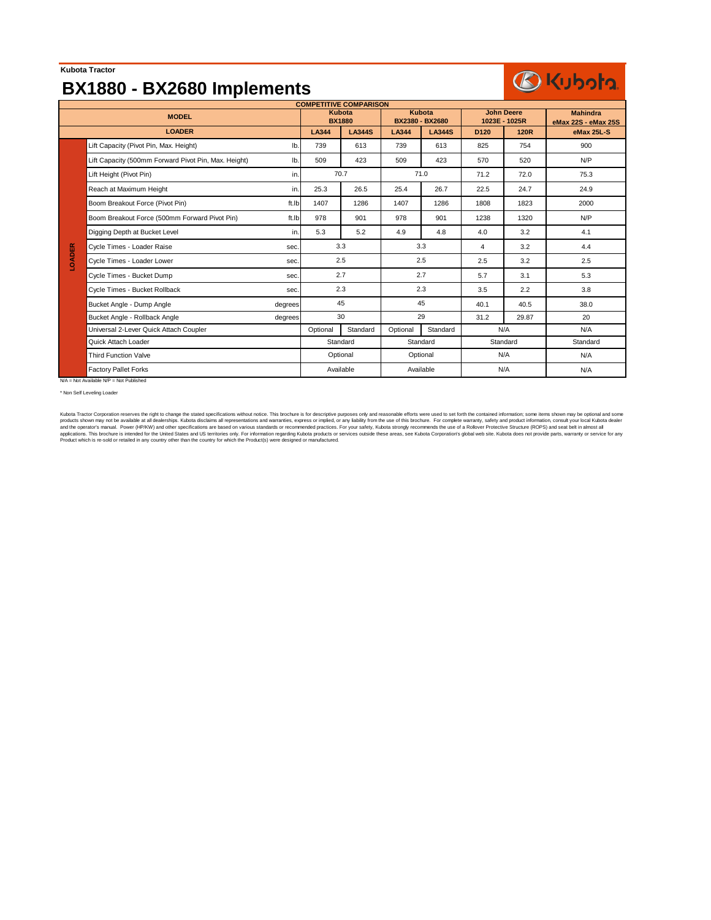Kubota Tractor

# BX1880 - BX2680 Implements

| COMPETITIVE COMPARISON | | | | | | | | | |
|---|---|---|---|---|---|---|---|---|---|
| MODEL | | | Kubota BX1880 | | Kubota BX2380 - BX2680 | | John Deere 1023E - 1025R | | Mahindra eMax 22S - eMax 25S |
| LOADER | | | LA344 | LA344S | LA344 | LA344S | D120 | 120R | eMax 25L-S |
| LOADER | Lift Capacity (Pivot Pin, Max. Height) | lb. | 739 | 613 | 739 | 613 | 825 | 754 | 900 |
| | Lift Capacity (500mm Forward Pivot Pin, Max. Height) | lb. | 509 | 423 | 509 | 423 | 570 | 520 | N/P |
| | Lift Height (Pivot Pin) | in. | 70.7 | | 71.0 | | 71.2 | 72.0 | 75.3 |
| | Reach at Maximum Height | in. | 25.3 | 26.5 | 25.4 | 26.7 | 22.5 | 24.7 | 24.9 |
| | Boom Breakout Force (Pivot Pin) | ft.lb | 1407 | 1286 | 1407 | 1286 | 1808 | 1823 | 2000 |
| | Boom Breakout Force (500mm Forward Pivot Pin) | ft.lb | 978 | 901 | 978 | 901 | 1238 | 1320 | N/P |
| | Digging Depth at Bucket Level | in. | 5.3 | 5.2 | 4.9 | 4.8 | 4.0 | 3.2 | 4.1 |
| | Cycle Times - Loader Raise | sec. | 3.3 | | 3.3 | | 4 | 3.2 | 4.4 |
| | Cycle Times - Loader Lower | sec. | 2.5 | | 2.5 | | 2.5 | 3.2 | 2.5 |
| | Cycle Times - Bucket Dump | sec. | 2.7 | | 2.7 | | 5.7 | 3.1 | 5.3 |
| | Cycle Times - Bucket Rollback | sec. | 2.3 | | 2.3 | | 3.5 | 2.2 | 3.8 |
| | Bucket Angle - Dump Angle | degrees | 45 | | 45 | | 40.1 | 40.5 | 38.0 |
| | Bucket Angle - Rollback Angle | degrees | 30 | | 29 | | 31.2 | 29.87 | 20 |
| | Universal 2-Lever Quick Attach Coupler | | Optional | Standard | Optional | Standard | N/A | | N/A |
| | Quick Attach Loader | | Standard | | Standard | | Standard | | Standard |
| | Third Function Valve | | Optional | | Optional | | N/A | | N/A |
| | Factory Pallet Forks | | Available | | Available | | N/A | | N/A |

N/A = Not Available N/P = Not Published

* Non Self Leveling Loader

Kubota Tractor Corporation reserves the right to change the stated specifications without notice. This brochure is for descriptive purposes only and reasonable efforts were used to set forth the contained information; some items shown may be optional and some products shown may not be available at all dealerships. Kubota disclaims all representations and warranties, express or implied, or any liability from the use of this brochure. For complete warranty, safety and product information, consult your local Kubota dealer and the operator's manual. Power (HP/KW) and other specifications are based on various standards or recommended practices. For your safety, Kubota strongly recommends the use of a Rollover Protective Structure (ROPS) and seat belt in almost all applications. This brochure is intended for the United States and US territories only. For information regarding Kubota products or services outside these areas, see Kubota Corporation's global web site. Kubota does not provide parts, warranty or service for any Product which is re-sold or retailed in any country other than the country for which the Product(s) were designed or manufactured.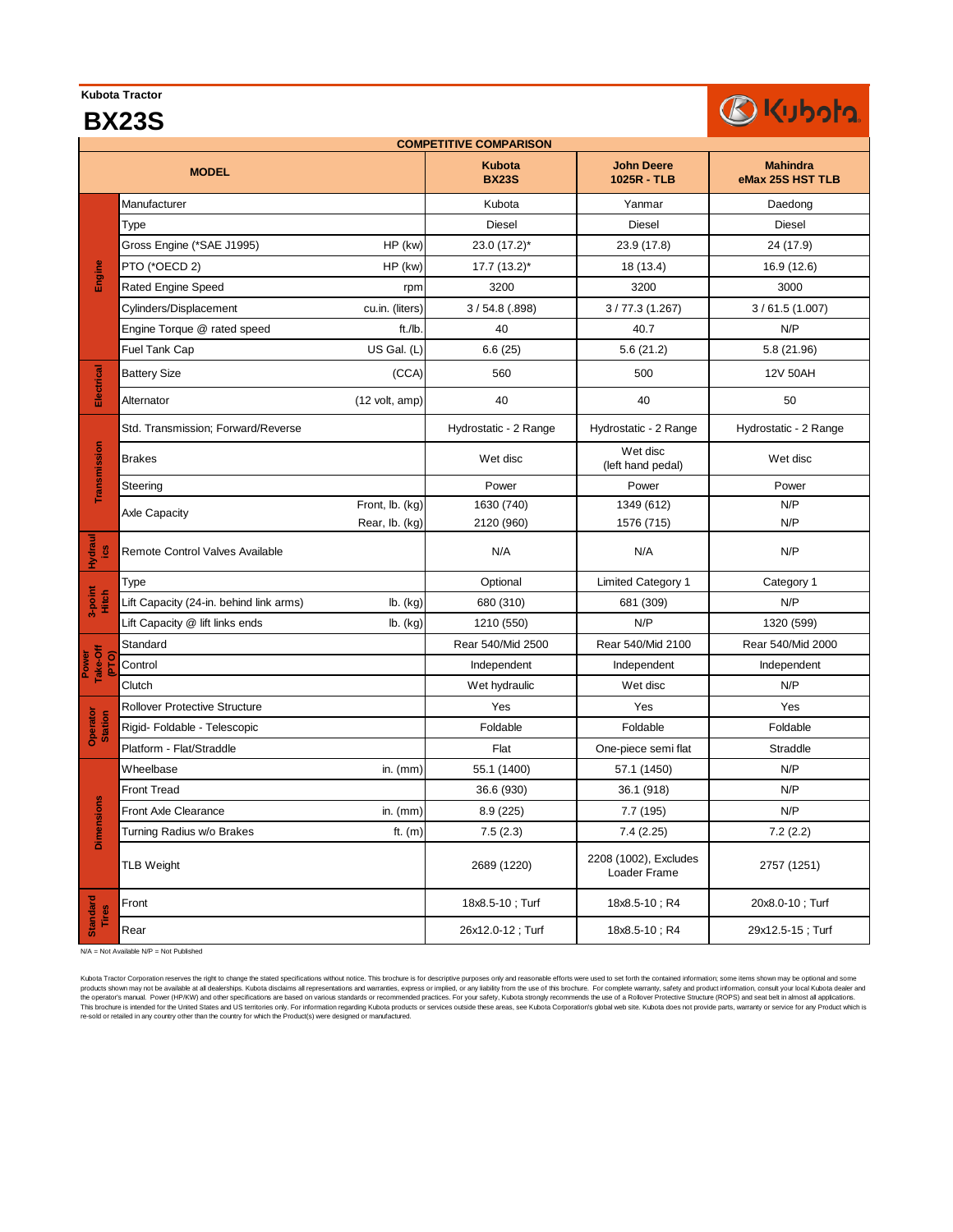Kubota Tractor

# BX23S

## COMPETITIVE COMPARISON

| | MODEL | | Kubota BX23S | John Deere 1025R - TLB | Mahindra eMax 25S HST TLB |
|---|---|---|---|---|---|
| Engine | Manufacturer | | Kubota | Yanmar | Daedong |
| | Type | | Diesel | Diesel | Diesel |
| | Gross Engine (*SAE J1995) | HP (kw) | 23.0 (17.2)* | 23.9 (17.8) | 24 (17.9) |
| | PTO (*OECD 2) | HP (kw) | 17.7 (13.2)* | 18 (13.4) | 16.9 (12.6) |
| | Rated Engine Speed | rpm | 3200 | 3200 | 3000 |
| | Cylinders/Displacement | cu.in. (liters) | 3 / 54.8 (.898) | 3 / 77.3 (1.267) | 3 / 61.5 (1.007) |
| | Engine Torque @ rated speed | ft./lb. | 40 | 40.7 | N/P |
| | Fuel Tank Cap | US Gal. (L) | 6.6 (25) | 5.6 (21.2) | 5.8 (21.96) |
| Electrical | Battery Size | (CCA) | 560 | 500 | 12V 50AH |
| | Alternator | (12 volt, amp) | 40 | 40 | 50 |
| Transmission | Std. Transmission; Forward/Reverse | | Hydrostatic - 2 Range | Hydrostatic - 2 Range | Hydrostatic - 2 Range |
| | Brakes | | Wet disc | Wet disc (left hand pedal) | Wet disc |
| | Steering | | Power | Power | Power |
| | Axle Capacity | Front, lb. (kg) | 1630 (740) | 1349 (612) | N/P |
| | | Rear, lb. (kg) | 2120 (960) | 1576 (715) | N/P |
| Hydraulics | Remote Control Valves Available | | N/A | N/A | N/P |
| 3-point Hitch | Type | | Optional | Limited Category 1 | Category 1 |
| | Lift Capacity (24-in. behind link arms) | lb. (kg) | 680 (310) | 681 (309) | N/P |
| | Lift Capacity @ lift links ends | lb. (kg) | 1210 (550) | N/P | 1320 (599) |
| Power Take-Off (PTO) | Standard | | Rear 540/Mid 2500 | Rear 540/Mid 2100 | Rear 540/Mid 2000 |
| | Control | | Independent | Independent | Independent |
| | Clutch | | Wet hydraulic | Wet disc | N/P |
| Operator Station | Rollover Protective Structure | | Yes | Yes | Yes |
| | Rigid- Foldable - Telescopic | | Foldable | Foldable | Foldable |
| | Platform - Flat/Straddle | | Flat | One-piece semi flat | Straddle |
| Dimensions | Wheelbase | in. (mm) | 55.1 (1400) | 57.1 (1450) | N/P |
| | Front Tread | | 36.6 (930) | 36.1 (918) | N/P |
| | Front Axle Clearance | in. (mm) | 8.9 (225) | 7.7 (195) | N/P |
| | Turning Radius w/o Brakes | ft. (m) | 7.5 (2.3) | 7.4 (2.25) | 7.2 (2.2) |
| | TLB Weight | | 2689 (1220) | 2208 (1002), Excludes Loader Frame | 2757 (1251) |
| Standard Tires | Front | | 18x8.5-10 ; Turf | 18x8.5-10 ; R4 | 20x8.0-10 ; Turf |
| | Rear | | 26x12.0-12 ; Turf | 18x8.5-10 ; R4 | 29x12.5-15 ; Turf |

N/A = Not Available N/P = Not Published

Kubota Tractor Corporation reserves the right to change the stated specifications without notice. This brochure is for descriptive purposes only and reasonable efforts were used to set forth the contained information; some items shown may be optional and some products shown may not be available at all dealerships. Kubota disclaims all representations and warranties, express or implied, or any liability from the use of this brochure. For complete warranty, safety and product information, consult your local Kubota dealer and the operator's manual. Power (HP/KW) and other specifications are based on various standards or recommended practices. For your safety, Kubota strongly recommends the use of a Rollover Protective Structure (ROPS) and seat belt in almost all applications. This brochure is intended for the United States and US territories only. For information regarding Kubota products or services outside these areas, see Kubota Corporation's global web site. Kubota does not provide parts, warranty or service for any Product which is re-sold or retailed in any country other than the country for which the Product(s) were designed or manufactured.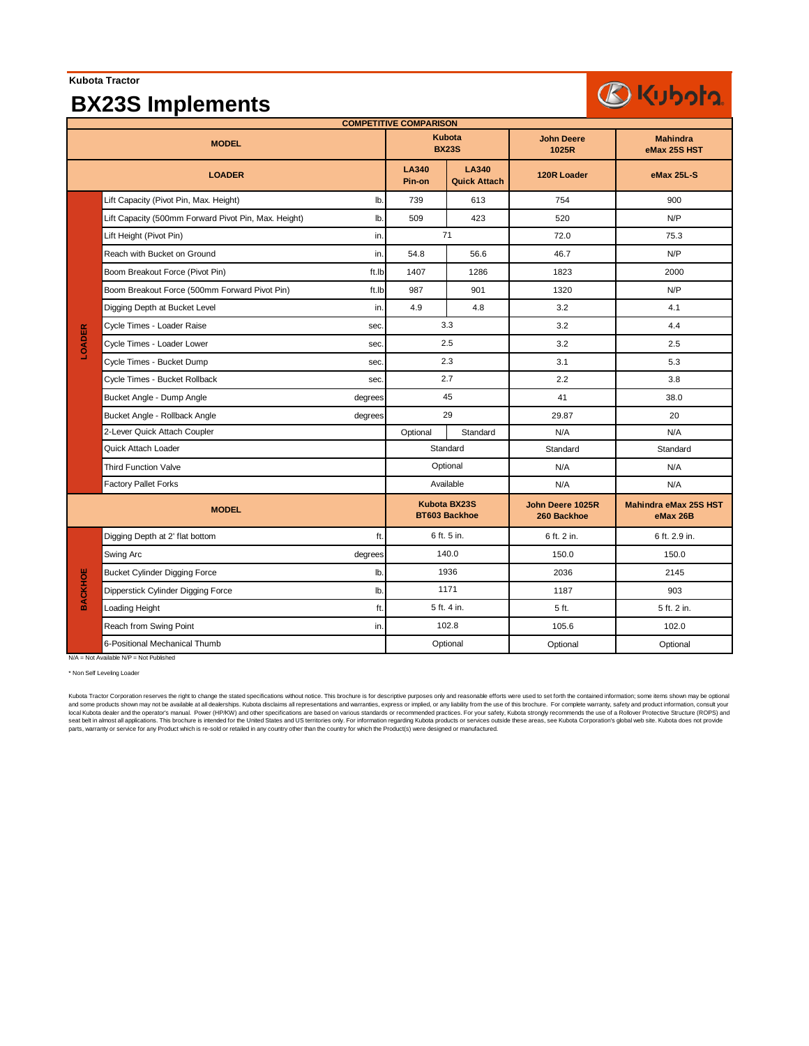Kubota Tractor

# BX23S Implements

| COMPETITIVE COMPARISON | | | | | | |
|---|---|---|---|---|---|---|
| | **MODEL** | | **Kubota BX23S** | | **John Deere 1025R** | **Mahindra eMax 25S HST** |
| | **LOADER** | | **LA340 Pin-on** | **LA340 Quick Attach** | **120R Loader** | **eMax 25L-S** |
| **LOADER** | Lift Capacity (Pivot Pin, Max. Height) | lb. | 739 | 613 | 754 | 900 |
| | Lift Capacity (500mm Forward Pivot Pin, Max. Height) | lb. | 509 | 423 | 520 | N/P |
| | Lift Height (Pivot Pin) | in. | 71 | | 72.0 | 75.3 |
| | Reach with Bucket on Ground | in. | 54.8 | 56.6 | 46.7 | N/P |
| | Boom Breakout Force (Pivot Pin) | ft.lb | 1407 | 1286 | 1823 | 2000 |
| | Boom Breakout Force (500mm Forward Pivot Pin) | ft.lb | 987 | 901 | 1320 | N/P |
| | Digging Depth at Bucket Level | in. | 4.9 | 4.8 | 3.2 | 4.1 |
| | Cycle Times - Loader Raise | sec. | 3.3 | | 3.2 | 4.4 |
| | Cycle Times - Loader Lower | sec. | 2.5 | | 3.2 | 2.5 |
| | Cycle Times - Bucket Dump | sec. | 2.3 | | 3.1 | 5.3 |
| | Cycle Times - Bucket Rollback | sec. | 2.7 | | 2.2 | 3.8 |
| | Bucket Angle - Dump Angle | degrees | 45 | | 41 | 38.0 |
| | Bucket Angle - Rollback Angle | degrees | 29 | | 29.87 | 20 |
| | 2-Lever Quick Attach Coupler | | Optional | Standard | N/A | N/A |
| | Quick Attach Loader | | Standard | | Standard | Standard |
| | Third Function Valve | | Optional | | N/A | N/A |
| | Factory Pallet Forks | | Available | | N/A | N/A |
| | **MODEL** | | **Kubota BX23S BT603 Backhoe** | | **John Deere 1025R 260 Backhoe** | **Mahindra eMax 25S HST eMax 26B** |
| **BACKHOE** | Digging Depth at 2' flat bottom | ft. | 6 ft. 5 in. | | 6 ft. 2 in. | 6 ft. 2.9 in. |
| | Swing Arc | degrees | 140.0 | | 150.0 | 150.0 |
| | Bucket Cylinder Digging Force | lb. | 1936 | | 2036 | 2145 |
| | Dipperstick Cylinder Digging Force | lb. | 1171 | | 1187 | 903 |
| | Loading Height | ft. | 5 ft. 4 in. | | 5 ft. | 5 ft. 2 in. |
| | Reach from Swing Point | in. | 102.8 | | 105.6 | 102.0 |
| | 6-Positional Mechanical Thumb | | Optional | | Optional | Optional |

N/A = Not Available N/P = Not Published

* Non Self Leveling Loader

Kubota Tractor Corporation reserves the right to change the stated specifications without notice. This brochure is for descriptive purposes only and reasonable efforts were used to set forth the contained information; some items shown may be optional and some products shown may not be available at all dealerships. Kubota disclaims all representations and warranties, express or implied, or any liability from the use of this brochure. For complete warranty, safety and product information, consult your local Kubota dealer and the operator's manual. Power (HP/KW) and other specifications are based on various standards or recommended practices. For your safety, Kubota strongly recommends the use of a Rollover Protective Structure (ROPS) and seat belt in almost all applications. This brochure is intended for the United States and US territories only. For information regarding Kubota products or services outside these areas, see Kubota Corporation's global web site. Kubota does not provide parts, warranty or service for any Product which is re-sold or retailed in any country other than the country for which the Product(s) were designed or manufactured.